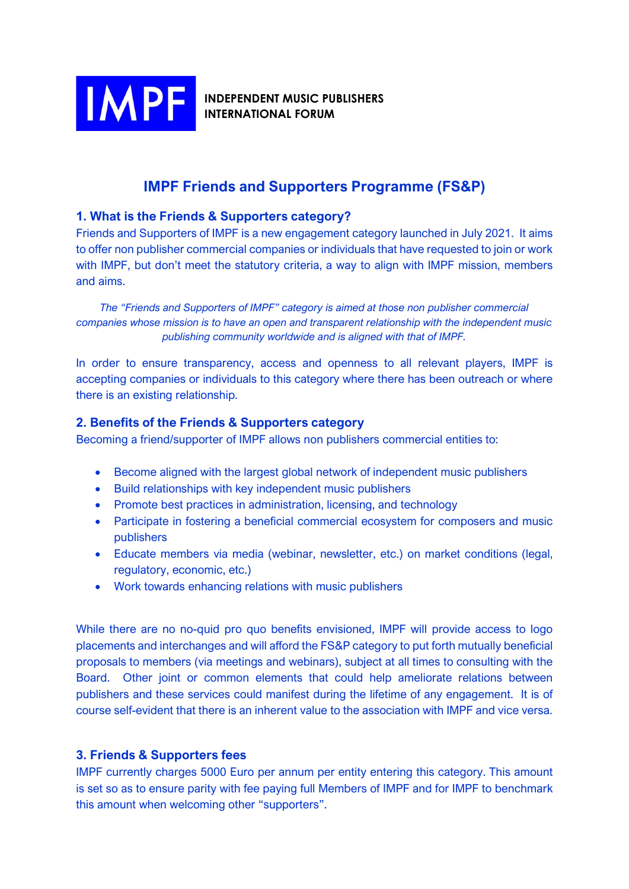**IMPF** INDEPENDENT MUSIC PUBLISHERS INTERNATIONAL FORUM

# IMPF Friends and Supporters Programme (FS&P)

## 1. What is the Friends & Supporters category?

Friends and Supporters of IMPF is a new engagement category launched in July 2021. It aims to offer non publisher commercial companies or individuals that have requested to join or work with IMPF, but don't meet the statutory criteria, a way to align with IMPF mission, members and aims.

*The "Friends and Supporters of IMPF" category is aimed at those non publisher commercial companies whose mission is to have an open and transparent relationship with the independent music publishing community worldwide and is aligned with that of IMPF.*

In order to ensure transparency, access and openness to all relevant players, IMPF is accepting companies or individuals to this category where there has been outreach or where there is an existing relationship.

## 2. Benefits of the Friends & Supporters category

Becoming a friend/supporter of IMPF allows non publishers commercial entities to:

- Become aligned with the largest global network of independent music publishers
- Build relationships with key independent music publishers
- Promote best practices in administration, licensing, and technology
- Participate in fostering a beneficial commercial ecosystem for composers and music publishers
- Educate members via media (webinar, newsletter, etc.) on market conditions (legal, regulatory, economic, etc.)
- Work towards enhancing relations with music publishers

While there are no no-quid pro quo benefits envisioned, IMPF will provide access to logo placements and interchanges and will afford the FS&P category to put forth mutually beneficial proposals to members (via meetings and webinars), subject at all times to consulting with the Board. Other joint or common elements that could help ameliorate relations between publishers and these services could manifest during the lifetime of any engagement. It is of course self-evident that there is an inherent value to the association with IMPF and vice versa.

## 3. Friends & Supporters fees

IMPF currently charges 5000 Euro per annum per entity entering this category. This amount is set so as to ensure parity with fee paying full Members of IMPF and for IMPF to benchmark this amount when welcoming other "supporters".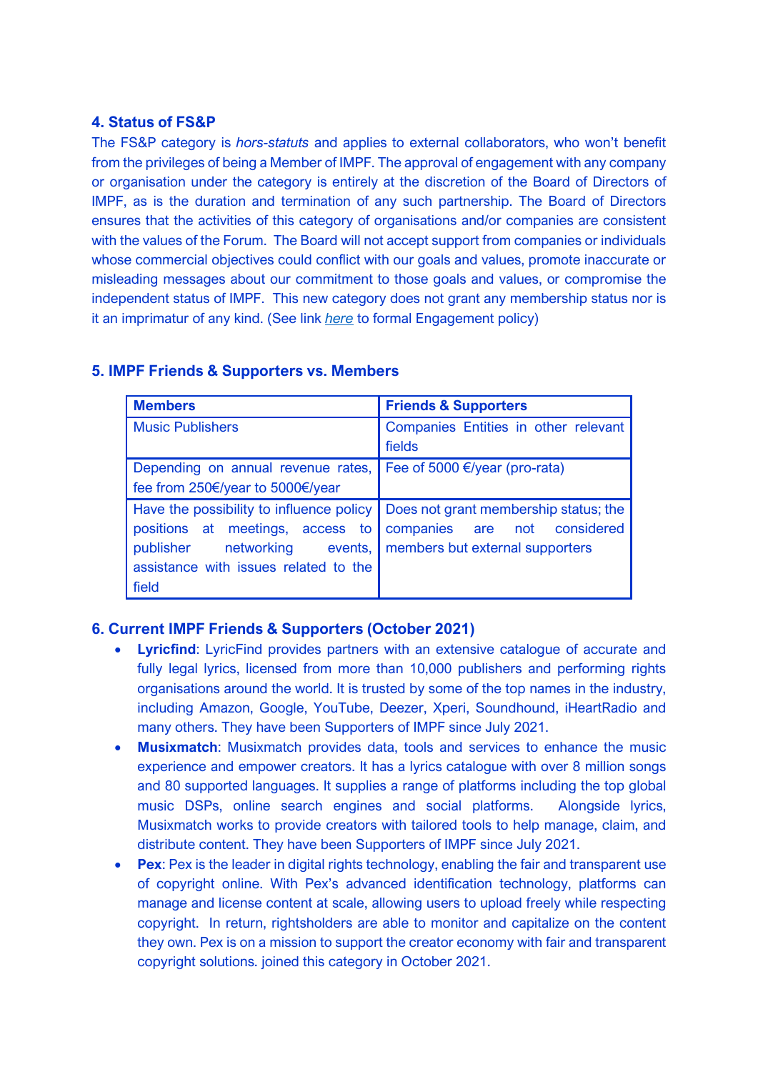## 4. Status of FS&P

The FS&P category is *hors-statuts* and applies to external collaborators, who won't benefit from the privileges of being a Member of IMPF. The approval of engagement with any company or organisation under the category is entirely at the discretion of the Board of Directors of IMPF, as is the duration and termination of any such partnership. The Board of Directors ensures that the activities of this category of organisations and/or companies are consistent with the values of the Forum. The Board will not accept support from companies or individuals whose commercial objectives could conflict with our goals and values, promote inaccurate or misleading messages about our commitment to those goals and values, or compromise the independent status of IMPF. This new category does not grant any membership status nor is it an imprimatur of any kind. (See link [here]() to formal Engagement policy)

## 5. IMPF Friends & Supporters vs. Members

| Members | Friends & Supporters |
|---|---|
| Music Publishers | Companies Entities in other relevant fields |
| Depending on annual revenue rates, fee from 250€/year to 5000€/year | Fee of 5000 €/year (pro-rata) |
| Have the possibility to influence policy positions at meetings, access to publisher networking events, assistance with issues related to the field | Does not grant membership status; the companies are not considered members but external supporters |

## 6. Current IMPF Friends & Supporters (October 2021)

- **Lyricfind**: LyricFind provides partners with an extensive catalogue of accurate and fully legal lyrics, licensed from more than 10,000 publishers and performing rights organisations around the world. It is trusted by some of the top names in the industry, including Amazon, Google, YouTube, Deezer, Xperi, Soundhound, iHeartRadio and many others. They have been Supporters of IMPF since July 2021.
- **Musixmatch**: Musixmatch provides data, tools and services to enhance the music experience and empower creators. It has a lyrics catalogue with over 8 million songs and 80 supported languages. It supplies a range of platforms including the top global music DSPs, online search engines and social platforms. Alongside lyrics, Musixmatch works to provide creators with tailored tools to help manage, claim, and distribute content. They have been Supporters of IMPF since July 2021.
- **Pex**: Pex is the leader in digital rights technology, enabling the fair and transparent use of copyright online. With Pex's advanced identification technology, platforms can manage and license content at scale, allowing users to upload freely while respecting copyright. In return, rightsholders are able to monitor and capitalize on the content they own. Pex is on a mission to support the creator economy with fair and transparent copyright solutions. joined this category in October 2021.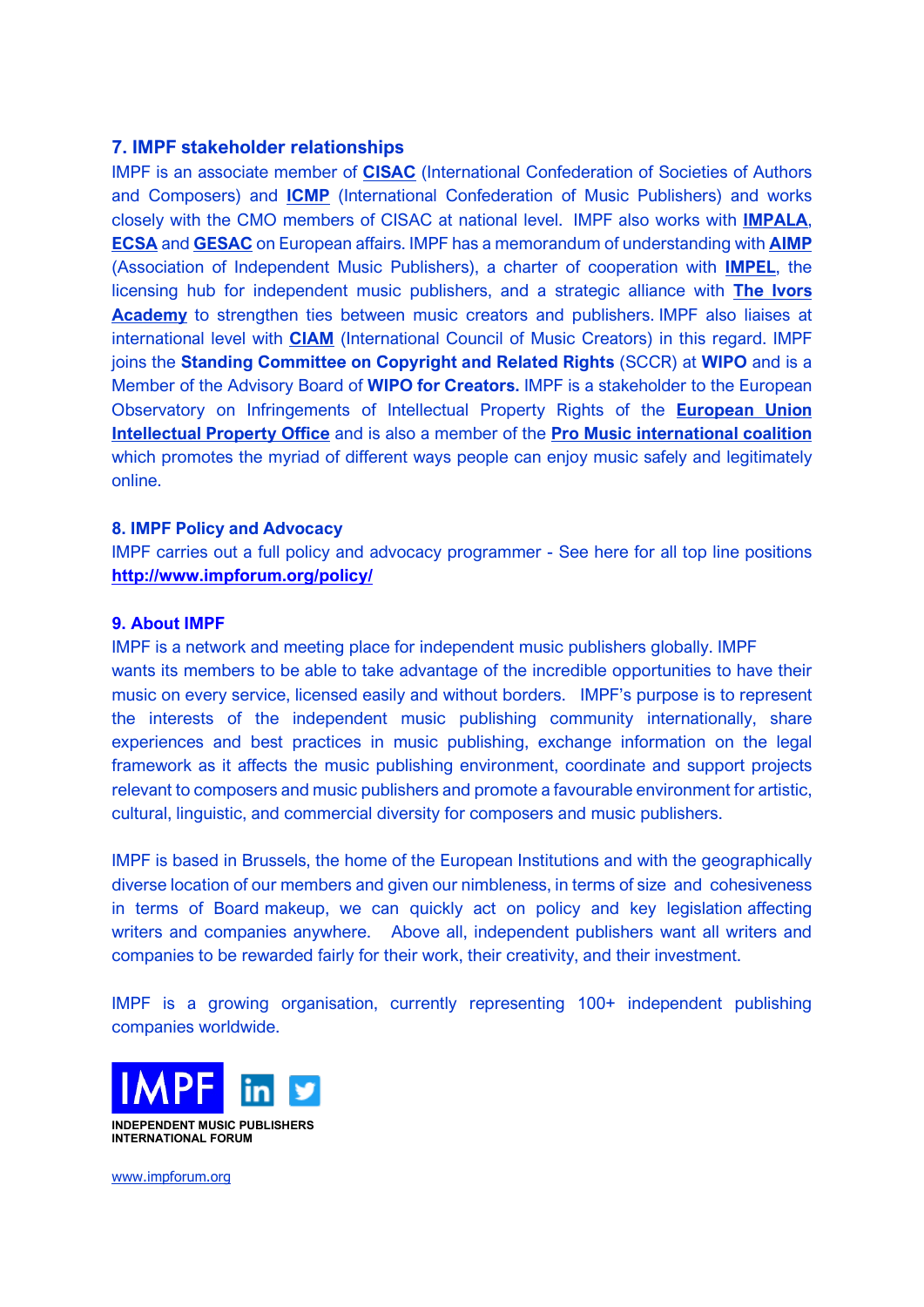### 7. IMPF stakeholder relationships

IMPF is an associate member of **CISAC** (International Confederation of Societies of Authors and Composers) and **ICMP** (International Confederation of Music Publishers) and works closely with the CMO members of CISAC at national level. IMPF also works with **IMPALA**, **ECSA** and **GESAC** on European affairs. IMPF has a memorandum of understanding with **AIMP** (Association of Independent Music Publishers), a charter of cooperation with **IMPEL**, the licensing hub for independent music publishers, and a strategic alliance with **The Ivors Academy** to strengthen ties between music creators and publishers. IMPF also liaises at international level with **CIAM** (International Council of Music Creators) in this regard. IMPF joins the **Standing Committee on Copyright and Related Rights** (SCCR) at **WIPO** and is a Member of the Advisory Board of **WIPO for Creators.** IMPF is a stakeholder to the European Observatory on Infringements of Intellectual Property Rights of the **European Union Intellectual Property Office** and is also a member of the **Pro Music international coalition** which promotes the myriad of different ways people can enjoy music safely and legitimately online.

### 8. IMPF Policy and Advocacy

IMPF carries out a full policy and advocacy programmer - See here for all top line positions **http://www.impforum.org/policy/**

### 9. About IMPF

IMPF is a network and meeting place for independent music publishers globally. IMPF wants its members to be able to take advantage of the incredible opportunities to have their music on every service, licensed easily and without borders. IMPF's purpose is to represent the interests of the independent music publishing community internationally, share experiences and best practices in music publishing, exchange information on the legal framework as it affects the music publishing environment, coordinate and support projects relevant to composers and music publishers and promote a favourable environment for artistic, cultural, linguistic, and commercial diversity for composers and music publishers.

IMPF is based in Brussels, the home of the European Institutions and with the geographically diverse location of our members and given our nimbleness, in terms of size and cohesiveness in terms of Board makeup, we can quickly act on policy and key legislation affecting writers and companies anywhere. Above all, independent publishers want all writers and companies to be rewarded fairly for their work, their creativity, and their investment.

IMPF is a growing organisation, currently representing 100+ independent publishing companies worldwide.

IMPF

**INDEPENDENT MUSIC PUBLISHERS INTERNATIONAL FORUM**

www.impforum.org